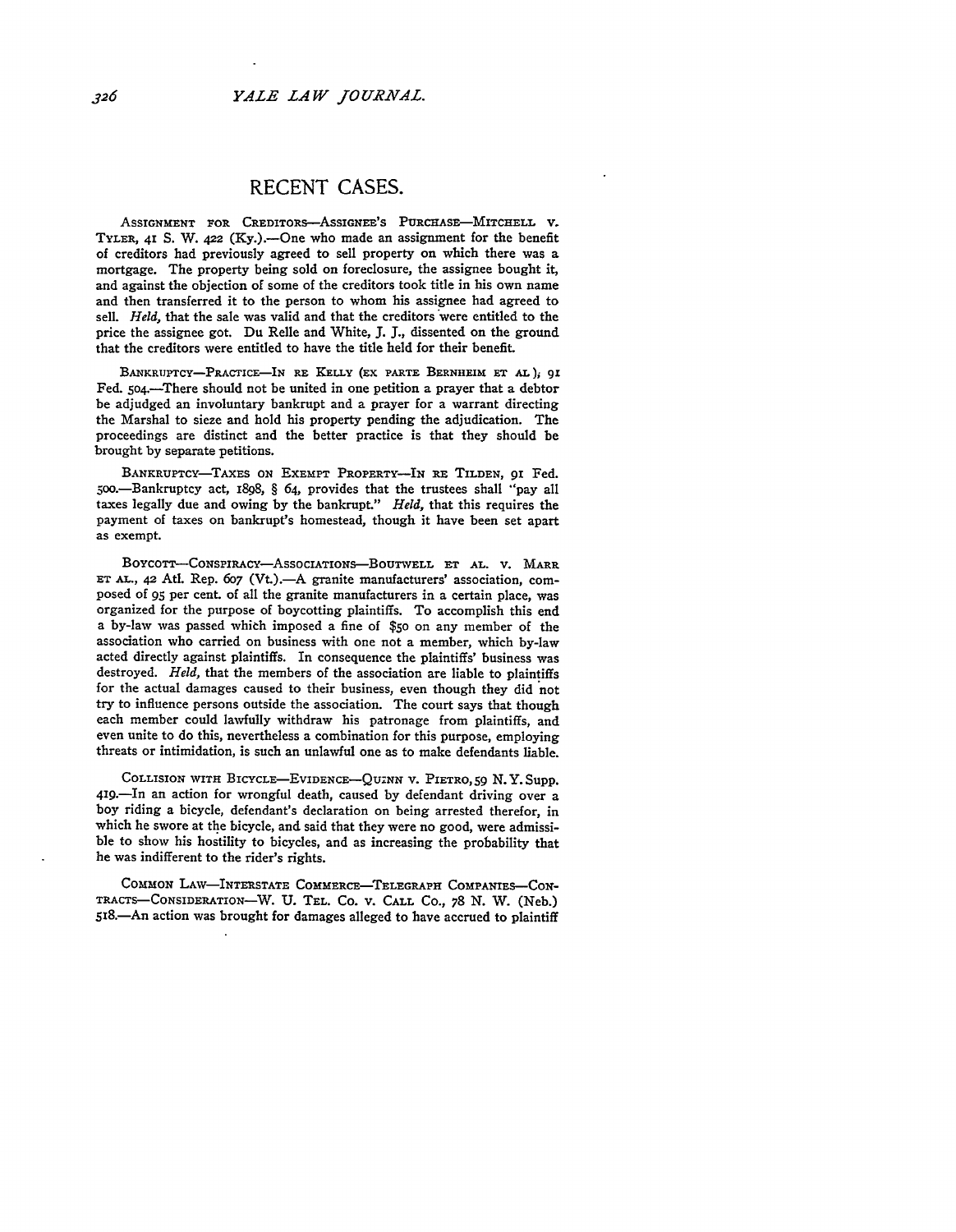## RECENT CASES.

ASSIGNMENT FOR CREDITORS—ASSIGNEE'S PURCHASE—MITCHELL v. TYLER, 41 S. W. 422 (Ky.).—One who made an assignment for the benefit of creditors had previously agreed to sell property on which there was a mortgage. The property being sold on foreclosure, the assignee bought it, and against the objection of some of the creditors took title in his own name and then transferred it to the person to whom his assignee had agreed to sell. *Held*, that the sale was valid and that the creditors were entitled to the price the assignee got. Du Relle and White, J. J., dissented on the ground that the creditors were entitled to have the title held for their benefit.

BANKRUPTCY—PRACTICE—IN RE KELLY (EX PARTE BERNHEIM ET AL); 91 Fed. 504.—There should not be united in one petition a prayer that a debtor be adjudged an involuntary bankrupt and a prayer for a warrant directing the Marshal to sieze and hold his property pending the adjudication. The proceedings are distinct and the better practice is that they should be brought by separate petitions.

BANKRUPTCY—TAXES ON EXEMPT PROPERTY—IN RE TILDEN, 91 Fed. 500.—Bankruptcy act, 1898, § 64, provides that the trustees shall "pay all taxes legally due and owing by the bankrupt." *Held*, that this requires the payment of taxes on bankrupt's homestead, though it have been set apart as exempt.

BOYCOTT—CONSPIRACY—ASSOCIATIONS—BOUTWELL ET AL. v. MARR ET AL., 42 Atl. Rep. 607 (Vt.).—A granite manufacturers' association, composed of 95 per cent. of all the granite manufacturers in a certain place, was organized for the purpose of boycotting plaintiffs. To accomplish this end a by-law was passed which imposed a fine of $50 on any member of the association who carried on business with one not a member, which by-law acted directly against plaintiffs. In consequence the plaintiffs' business was destroyed. *Held*, that the members of the association are liable to plaintiffs for the actual damages caused to their business, even though they did not try to influence persons outside the association. The court says that though each member could lawfully withdraw his patronage from plaintiffs, and even unite to do this, nevertheless a combination for this purpose, employing threats or intimidation, is such an unlawful one as to make defendants liable.

COLLISION WITH BICYCLE—EVIDENCE—QUINN v. PIETRO, 59 N. Y. Supp. 419.—In an action for wrongful death, caused by defendant driving over a boy riding a bicycle, defendant's declaration on being arrested therefor, in which he swore at the bicycle, and said that they were no good, were admissible to show his hostility to bicycles, and as increasing the probability that he was indifferent to the rider's rights.

COMMON LAW—INTERSTATE COMMERCE—TELEGRAPH COMPANIES—CONTRACTS—CONSIDERATION—W. U. TEL. CO. v. CALL CO., 78 N. W. (Neb.) 518.—An action was brought for damages alleged to have accrued to plaintiff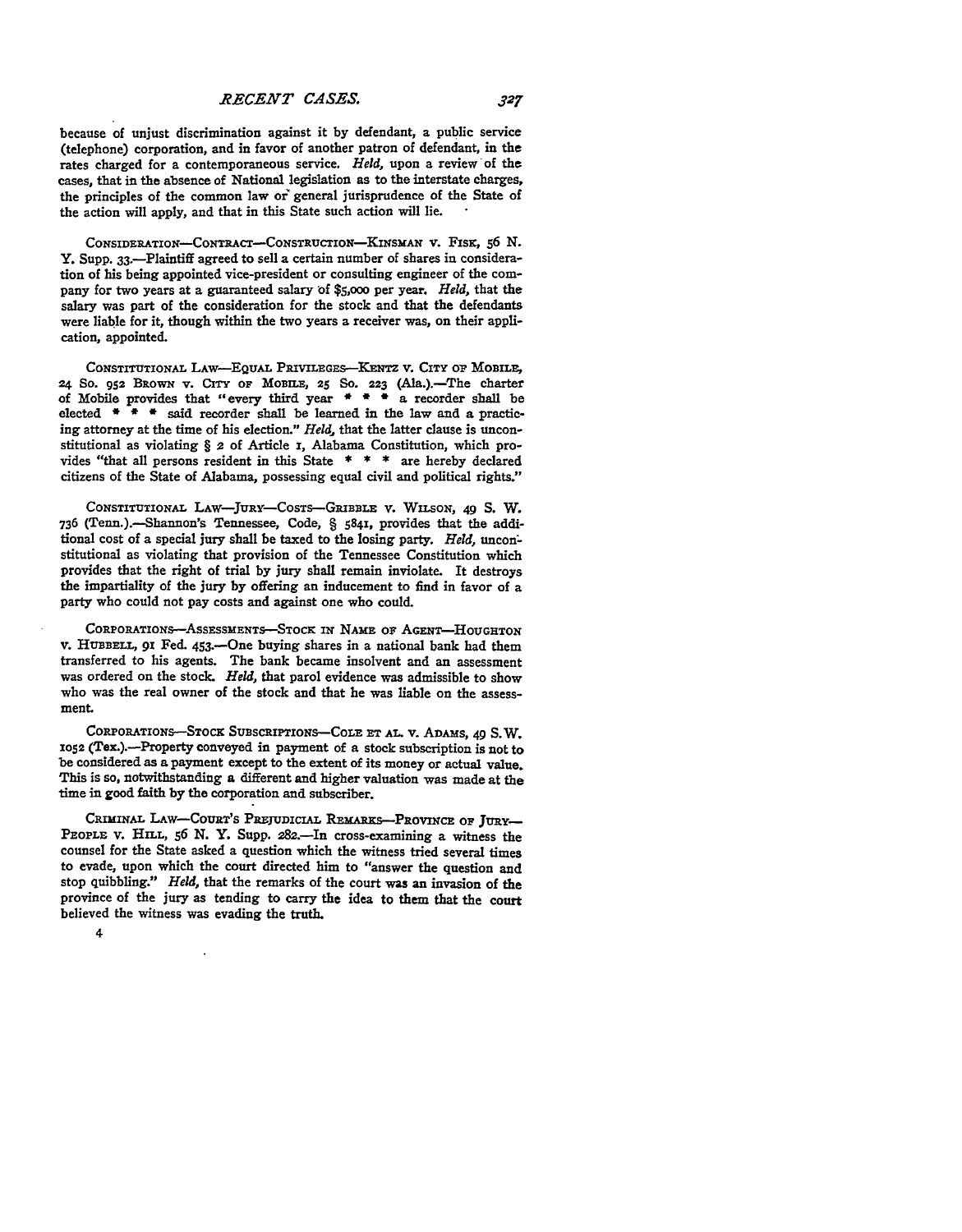because of unjust discrimination against it by defendant, a public service (telephone) corporation, and in favor of another patron of defendant, in the rates charged for a contemporaneous service. *Held*, upon a review of the cases, that in the absence of National legislation as to the interstate charges, the principles of the common law or general jurisprudence of the State of the action will apply, and that in this State such action will lie.

CONSIDERATION—CONTRACT—CONSTRUCTION—KINSMAN v. FISK, 56 N. Y. Supp. 33.—Plaintiff agreed to sell a certain number of shares in consideration of his being appointed vice-president or consulting engineer of the company for two years at a guaranteed salary of $5,000 per year. *Held*, that the salary was part of the consideration for the stock and that the defendants were liable for it, though within the two years a receiver was, on their application, appointed.

CONSTITUTIONAL LAW—EQUAL PRIVILEGES—KENTZ v. CITY OF MOBILE, 24 So. 952 BROWN v. CITY OF MOBILE, 25 So. 223 (Ala.).—The charter of Mobile provides that "every third year * * * a recorder shall be elected * * * said recorder shall be learned in the law and a practicing attorney at the time of his election." *Held*, that the latter clause is unconstitutional as violating § 2 of Article 1, Alabama Constitution, which provides "that all persons resident in this State * * * are hereby declared citizens of the State of Alabama, possessing equal civil and political rights."

CONSTITUTIONAL LAW—JURY—COSTS—GRIBBLE v. WILSON, 49 S. W. 736 (Tenn.).—Shannon's Tennessee, Code, § 5841, provides that the additional cost of a special jury shall be taxed to the losing party. *Held*, unconstitutional as violating that provision of the Tennessee Constitution which provides that the right of trial by jury shall remain inviolate. It destroys the impartiality of the jury by offering an inducement to find in favor of a party who could not pay costs and against one who could.

CORPORATIONS—ASSESSMENTS—STOCK IN NAME OF AGENT—HOUGHTON v. HUBBELL, 91 Fed. 453.—One buying shares in a national bank had them transferred to his agents. The bank became insolvent and an assessment was ordered on the stock. *Held*, that parol evidence was admissible to show who was the real owner of the stock and that he was liable on the assessment.

CORPORATIONS—STOCK SUBSCRIPTIONS—COLE ET AL. v. ADAMS, 49 S.W. 1052 (Tex.).—Property conveyed in payment of a stock subscription is not to be considered as a payment except to the extent of its money or actual value. This is so, notwithstanding a different and higher valuation was made at the time in good faith by the corporation and subscriber.

CRIMINAL LAW—COURT'S PREJUDICIAL REMARKS—PROVINCE OF JURY—PEOPLE v. HILL, 56 N. Y. Supp. 282.—In cross-examining a witness the counsel for the State asked a question which the witness tried several times to evade, upon which the court directed him to "answer the question and stop quibbling." *Held*, that the remarks of the court was an invasion of the province of the jury as tending to carry the idea to them that the court believed the witness was evading the truth.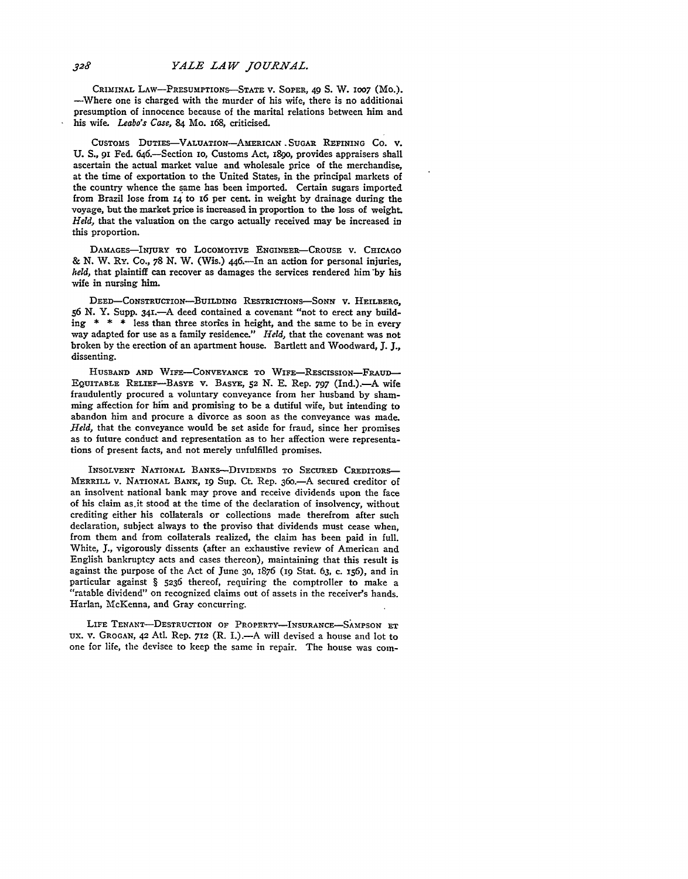CRIMINAL LAW—PRESUMPTIONS—STATE v. SOPER, 49 S. W. 1007 (Mo.).—Where one is charged with the murder of his wife, there is no additional presumption of innocence because of the marital relations between him and his wife. *Leabo's Case,* 84 Mo. 168, criticised.

CUSTOMS DUTIES—VALUATION—AMERICAN SUGAR REFINING CO. v. U. S., 91 Fed. 646.—Section 10, Customs Act, 1890, provides appraisers shall ascertain the actual market value and wholesale price of the merchandise, at the time of exportation to the United States, in the principal markets of the country whence the same has been imported. Certain sugars imported from Brazil lose from 14 to 16 per cent. in weight by drainage during the voyage, but the market price is increased in proportion to the loss of weight. *Held,* that the valuation on the cargo actually received may be increased in this proportion.

DAMAGES—INJURY TO LOCOMOTIVE ENGINEER—CROUSE v. CHICAGO & N. W. RY. CO., 78 N. W. (Wis.) 446.—In an action for personal injuries, *held,* that plaintiff can recover as damages the services rendered him by his wife in nursing him.

DEED—CONSTRUCTION—BUILDING RESTRICTIONS—SONN v. HEILBERG, 56 N. Y. Supp. 341.—A deed contained a covenant "not to erect any building * * * less than three stories in height, and the same to be in every way adapted for use as a family residence." *Held,* that the covenant was not broken by the erection of an apartment house. Bartlett and Woodward, J. J., dissenting.

HUSBAND AND WIFE—CONVEYANCE TO WIFE—RESCISSION—FRAUD—EQUITABLE RELIEF—BASYE v. BASYE, 52 N. E. Rep. 797 (Ind.).—A wife fraudulently procured a voluntary conveyance from her husband by shamming affection for him and promising to be a dutiful wife, but intending to abandon him and procure a divorce as soon as the conveyance was made. *Held,* that the conveyance would be set aside for fraud, since her promises as to future conduct and representation as to her affection were representations of present facts, and not merely unfulfilled promises.

INSOLVENT NATIONAL BANKS—DIVIDENDS TO SECURED CREDITORS—MERRILL v. NATIONAL BANK, 19 Sup. Ct. Rep. 360.—A secured creditor of an insolvent national bank may prove and receive dividends upon the face of his claim as it stood at the time of the declaration of insolvency, without crediting either his collaterals or collections made therefrom after such declaration, subject always to the proviso that dividends must cease when, from them and from collaterals realized, the claim has been paid in full. White, J., vigorously dissents (after an exhaustive review of American and English bankruptcy acts and cases thereon), maintaining that this result is against the purpose of the Act of June 30, 1876 (19 Stat. 63, c. 156), and in particular against § 5236 thereof, requiring the comptroller to make a "ratable dividend" on recognized claims out of assets in the receiver's hands. Harlan, McKenna, and Gray concurring.

LIFE TENANT—DESTRUCTION OF PROPERTY—INSURANCE—SAMPSON ET UX. v. GROGAN, 42 Atl. Rep. 712 (R. I.).—A will devised a house and lot to one for life, the devisee to keep the same in repair. The house was com-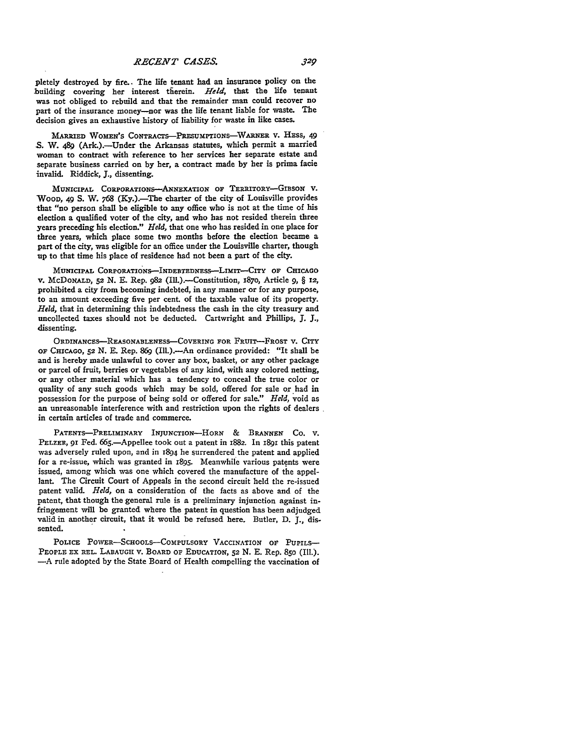pletely destroyed by fire. The life tenant had an insurance policy on the building covering her interest therein. *Held*, that the life tenant was not obliged to rebuild and that the remainder man could recover no part of the insurance money—nor was the life tenant liable for waste. The decision gives an exhaustive history of liability for waste in like cases.

MARRIED WOMEN'S CONTRACTS—PRESUMPTIONS—WARNER v. HESS, 49 S. W. 489 (Ark.).—Under the Arkansas statutes, which permit a married woman to contract with reference to her services her separate estate and separate business carried on by her, a contract made by her is prima facie invalid. Riddick, J., dissenting.

MUNICIPAL CORPORATIONS—ANNEXATION OF TERRITORY—GIBSON v. WOOD, 49 S. W. 768 (Ky.).—The charter of the city of Louisville provides that "no person shall be eligible to any office who is not at the time of his election a qualified voter of the city, and who has not resided therein three years preceding his election." *Held*, that one who has resided in one place for three years, which place some two months before the election became a part of the city, was eligible for an office under the Louisville charter, though up to that time his place of residence had not been a part of the city.

MUNICIPAL CORPORATIONS—INDEBTEDNESS—LIMIT—CITY OF CHICAGO v. McDONALD, 52 N. E. Rep. 982 (Ill.).—Constitution, 1870, Article 9, § 12, prohibited a city from becoming indebted, in any manner or for any purpose, to an amount exceeding five per cent. of the taxable value of its property. *Held*, that in determining this indebtedness the cash in the city treasury and uncollected taxes should not be deducted. Cartwright and Phillips, J. J., dissenting.

ORDINANCES—REASONABLENESS—COVERING FOR FRUIT—FROST v. CITY OF CHICAGO, 52 N. E. Rep. 869 (Ill.).—An ordinance provided: "It shall be and is hereby made unlawful to cover any box, basket, or any other package or parcel of fruit, berries or vegetables of any kind, with any colored netting, or any other material which has a tendency to conceal the true color or quality of any such goods which may be sold, offered for sale or had in possession for the purpose of being sold or offered for sale." *Held*, void as an unreasonable interference with and restriction upon the rights of dealers in certain articles of trade and commerce.

PATENTS—PRELIMINARY INJUNCTION—HORN & BRANNEN CO. v. PELZER, 91 Fed. 665.—Appellee took out a patent in 1882. In 1891 this patent was adversely ruled upon, and in 1894 he surrendered the patent and applied for a re-issue, which was granted in 1895. Meanwhile various patents were issued, among which was one which covered the manufacture of the appellant. The Circuit Court of Appeals in the second circuit held the re-issued patent valid. *Held*, on a consideration of the facts as above and of the patent, that though the general rule is a preliminary injunction against infringement will be granted where the patent in question has been adjudged valid in another circuit, that it would be refused here. Butler, D. J., dissented.

POLICE POWER—SCHOOLS—COMPULSORY VACCINATION OF PUPILS—PEOPLE EX REL. LABAUGH v. BOARD OF EDUCATION, 52 N. E. Rep. 850 (Ill.).—A rule adopted by the State Board of Health compelling the vaccination of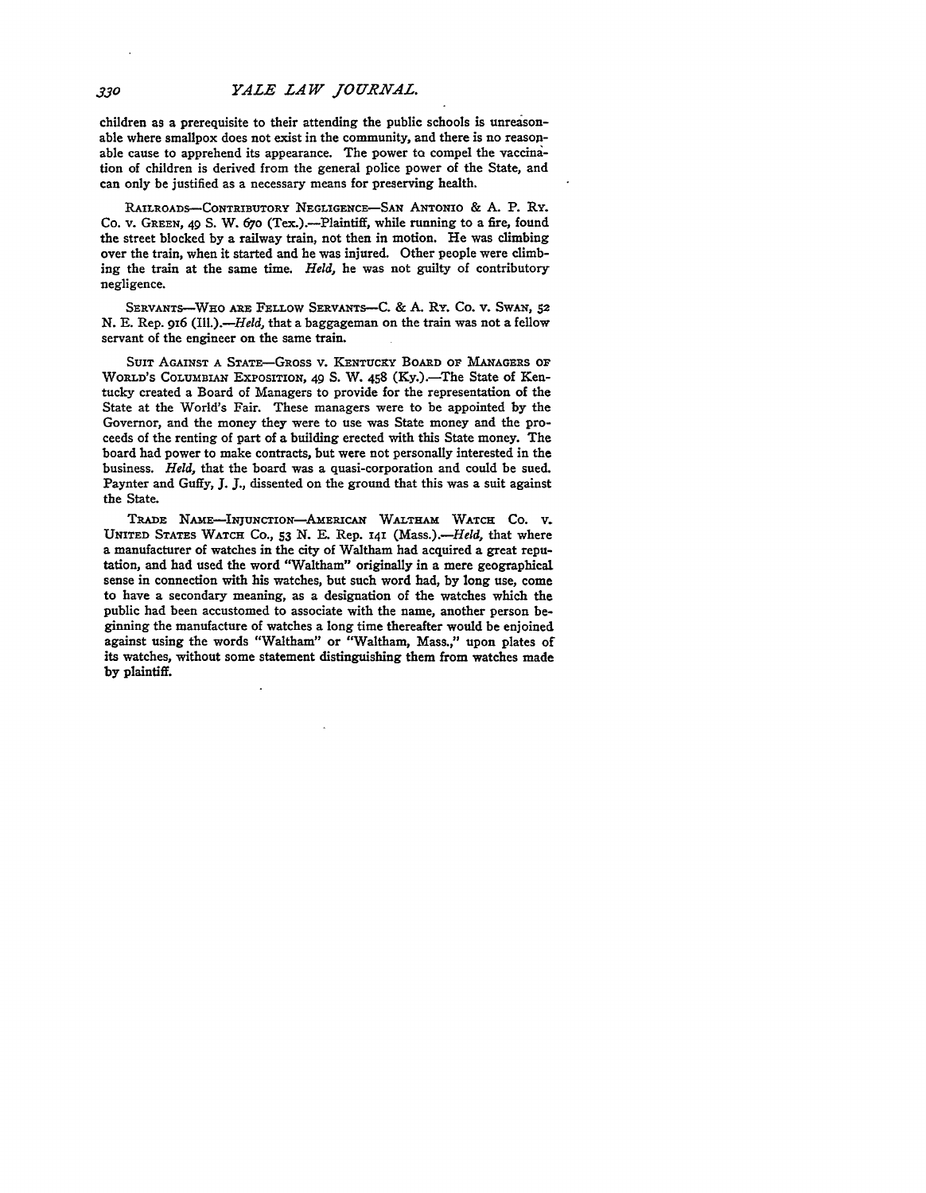children as a prerequisite to their attending the public schools is unreasonable where smallpox does not exist in the community, and there is no reasonable cause to apprehend its appearance. The power to compel the vaccination of children is derived from the general police power of the State, and can only be justified as a necessary means for preserving health.

RAILROADS—CONTRIBUTORY NEGLIGENCE—SAN ANTONIO & A. P. RY. CO. v. GREEN, 49 S. W. 670 (Tex.).—Plaintiff, while running to a fire, found the street blocked by a railway train, not then in motion. He was climbing over the train, when it started and he was injured. Other people were climbing the train at the same time. *Held,* he was not guilty of contributory negligence.

SERVANTS—WHO ARE FELLOW SERVANTS—C. & A. RY. CO. v. SWAN, 52 N. E. Rep. 916 (Ill.).—*Held,* that a baggageman on the train was not a fellow servant of the engineer on the same train.

SUIT AGAINST A STATE—GROSS v. KENTUCKY BOARD OF MANAGERS OF WORLD'S COLUMBIAN EXPOSITION, 49 S. W. 458 (Ky.).—The State of Kentucky created a Board of Managers to provide for the representation of the State at the World's Fair. These managers were to be appointed by the Governor, and the money they were to use was State money and the proceeds of the renting of part of a building erected with this State money. The board had power to make contracts, but were not personally interested in the business. *Held,* that the board was a quasi-corporation and could be sued. Paynter and Guffy, J. J., dissented on the ground that this was a suit against the State.

TRADE NAME—INJUNCTION—AMERICAN WALTHAM WATCH CO. v. UNITED STATES WATCH CO., 53 N. E. Rep. 141 (Mass.).—*Held,* that where a manufacturer of watches in the city of Waltham had acquired a great reputation, and had used the word "Waltham" originally in a mere geographical sense in connection with his watches, but such word had, by long use, come to have a secondary meaning, as a designation of the watches which the public had been accustomed to associate with the name, another person beginning the manufacture of watches a long time thereafter would be enjoined against using the words "Waltham" or "Waltham, Mass.," upon plates of its watches, without some statement distinguishing them from watches made by plaintiff.